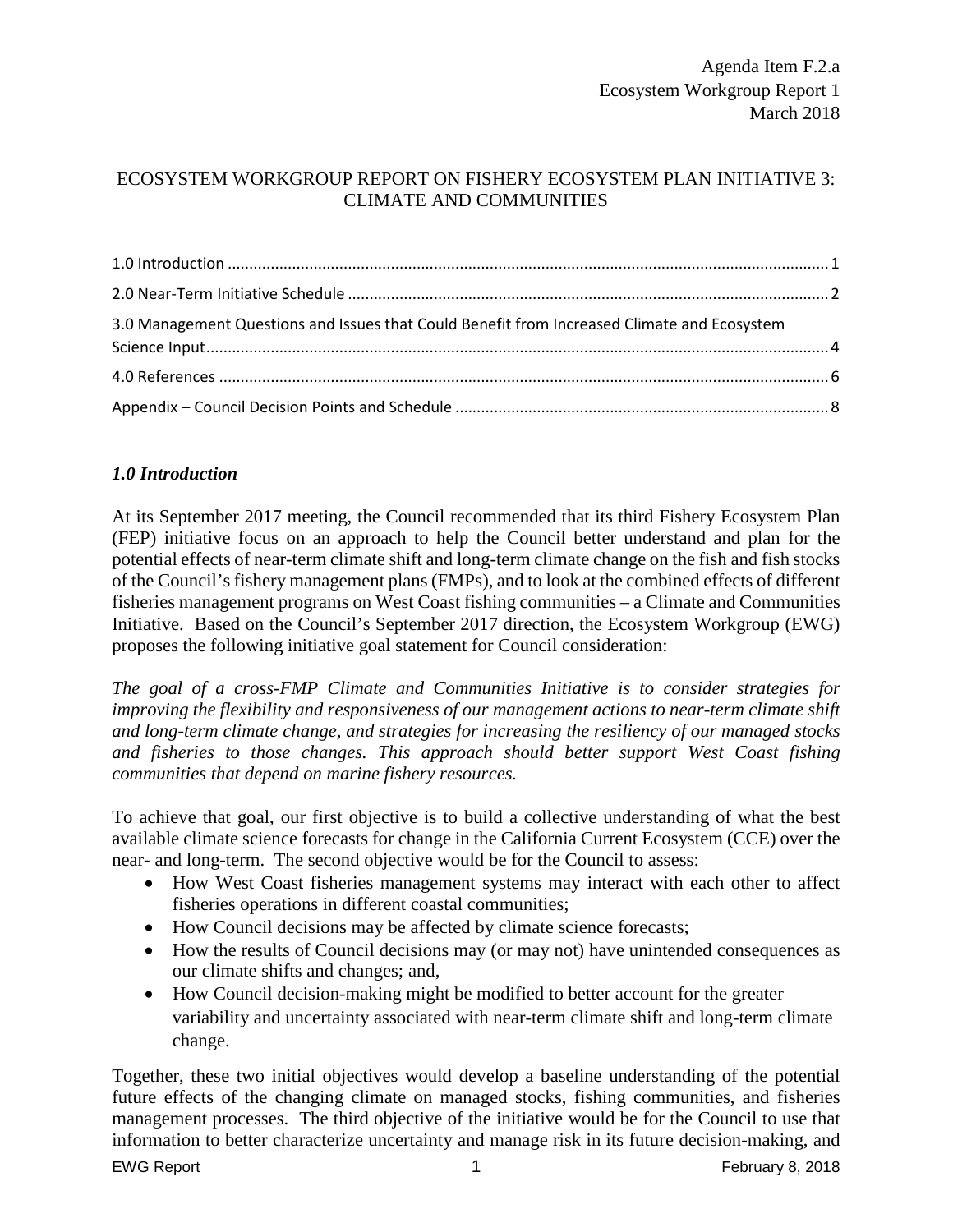Agenda Item F.2.a
Ecosystem Workgroup Report 1
March 2018

# ECOSYSTEM WORKGROUP REPORT ON FISHERY ECOSYSTEM PLAN INITIATIVE 3: CLIMATE AND COMMUNITIES

1.0 Introduction ..... 1
2.0 Near-Term Initiative Schedule ..... 2
3.0 Management Questions and Issues that Could Benefit from Increased Climate and Ecosystem Science Input ..... 4
4.0 References ..... 6
Appendix – Council Decision Points and Schedule ..... 8

## *1.0 Introduction*

At its September 2017 meeting, the Council recommended that its third Fishery Ecosystem Plan (FEP) initiative focus on an approach to help the Council better understand and plan for the potential effects of near-term climate shift and long-term climate change on the fish and fish stocks of the Council's fishery management plans (FMPs), and to look at the combined effects of different fisheries management programs on West Coast fishing communities – a Climate and Communities Initiative. Based on the Council's September 2017 direction, the Ecosystem Workgroup (EWG) proposes the following initiative goal statement for Council consideration:

*The goal of a cross-FMP Climate and Communities Initiative is to consider strategies for improving the flexibility and responsiveness of our management actions to near-term climate shift and long-term climate change, and strategies for increasing the resiliency of our managed stocks and fisheries to those changes. This approach should better support West Coast fishing communities that depend on marine fishery resources.*

To achieve that goal, our first objective is to build a collective understanding of what the best available climate science forecasts for change in the California Current Ecosystem (CCE) over the near- and long-term. The second objective would be for the Council to assess:

- How West Coast fisheries management systems may interact with each other to affect fisheries operations in different coastal communities;
- How Council decisions may be affected by climate science forecasts;
- How the results of Council decisions may (or may not) have unintended consequences as our climate shifts and changes; and,
- How Council decision-making might be modified to better account for the greater variability and uncertainty associated with near-term climate shift and long-term climate change.

Together, these two initial objectives would develop a baseline understanding of the potential future effects of the changing climate on managed stocks, fishing communities, and fisheries management processes. The third objective of the initiative would be for the Council to use that information to better characterize uncertainty and manage risk in its future decision-making, and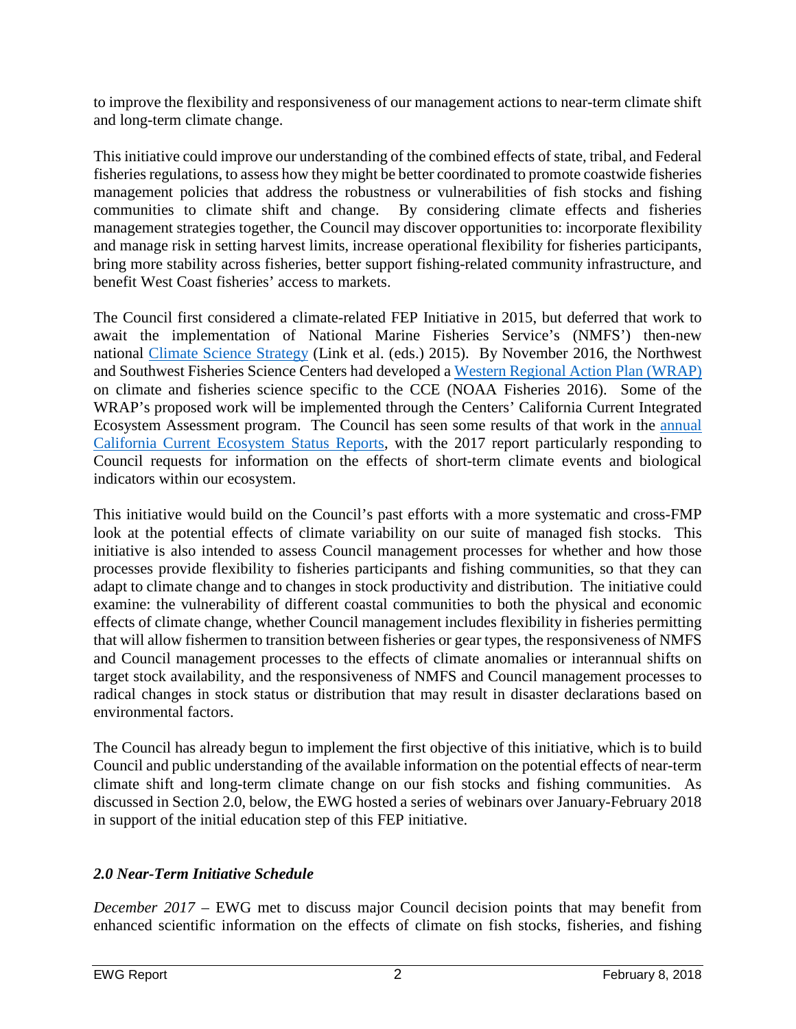to improve the flexibility and responsiveness of our management actions to near-term climate shift and long-term climate change.

This initiative could improve our understanding of the combined effects of state, tribal, and Federal fisheries regulations, to assess how they might be better coordinated to promote coastwide fisheries management policies that address the robustness or vulnerabilities of fish stocks and fishing communities to climate shift and change. By considering climate effects and fisheries management strategies together, the Council may discover opportunities to: incorporate flexibility and manage risk in setting harvest limits, increase operational flexibility for fisheries participants, bring more stability across fisheries, better support fishing-related community infrastructure, and benefit West Coast fisheries' access to markets.

The Council first considered a climate-related FEP Initiative in 2015, but deferred that work to await the implementation of National Marine Fisheries Service's (NMFS') then-new national Climate Science Strategy (Link et al. (eds.) 2015). By November 2016, the Northwest and Southwest Fisheries Science Centers had developed a Western Regional Action Plan (WRAP) on climate and fisheries science specific to the CCE (NOAA Fisheries 2016). Some of the WRAP's proposed work will be implemented through the Centers' California Current Integrated Ecosystem Assessment program. The Council has seen some results of that work in the annual California Current Ecosystem Status Reports, with the 2017 report particularly responding to Council requests for information on the effects of short-term climate events and biological indicators within our ecosystem.

This initiative would build on the Council's past efforts with a more systematic and cross-FMP look at the potential effects of climate variability on our suite of managed fish stocks. This initiative is also intended to assess Council management processes for whether and how those processes provide flexibility to fisheries participants and fishing communities, so that they can adapt to climate change and to changes in stock productivity and distribution. The initiative could examine: the vulnerability of different coastal communities to both the physical and economic effects of climate change, whether Council management includes flexibility in fisheries permitting that will allow fishermen to transition between fisheries or gear types, the responsiveness of NMFS and Council management processes to the effects of climate anomalies or interannual shifts on target stock availability, and the responsiveness of NMFS and Council management processes to radical changes in stock status or distribution that may result in disaster declarations based on environmental factors.

The Council has already begun to implement the first objective of this initiative, which is to build Council and public understanding of the available information on the potential effects of near-term climate shift and long-term climate change on our fish stocks and fishing communities. As discussed in Section 2.0, below, the EWG hosted a series of webinars over January-February 2018 in support of the initial education step of this FEP initiative.

## *2.0 Near-Term Initiative Schedule*

*December 2017* – EWG met to discuss major Council decision points that may benefit from enhanced scientific information on the effects of climate on fish stocks, fisheries, and fishing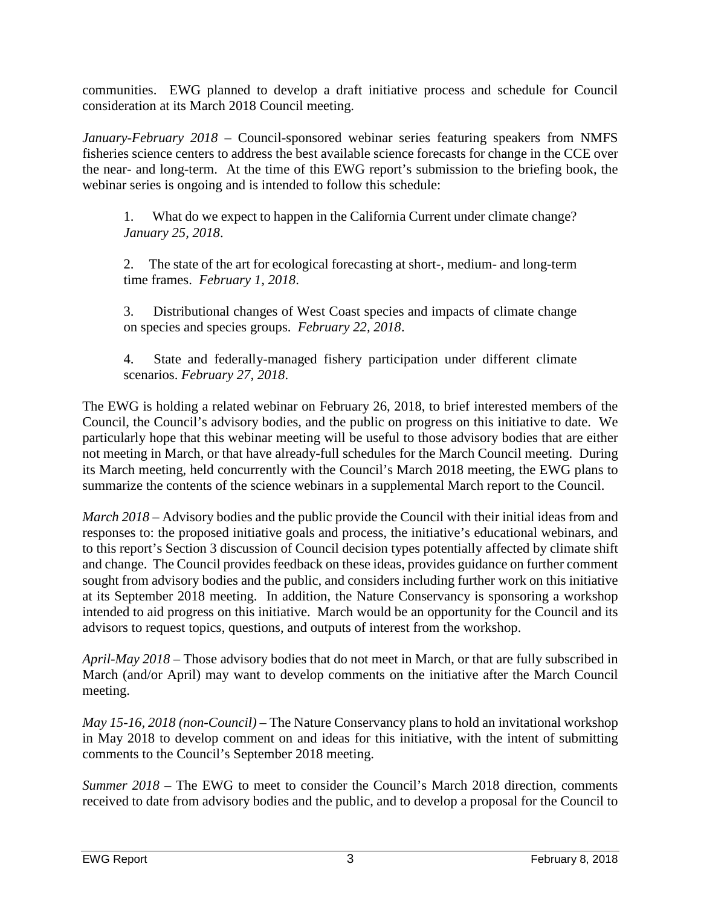communities. EWG planned to develop a draft initiative process and schedule for Council consideration at its March 2018 Council meeting.

*January-February 2018* – Council-sponsored webinar series featuring speakers from NMFS fisheries science centers to address the best available science forecasts for change in the CCE over the near- and long-term. At the time of this EWG report's submission to the briefing book, the webinar series is ongoing and is intended to follow this schedule:

1. What do we expect to happen in the California Current under climate change? *January 25, 2018*.

2. The state of the art for ecological forecasting at short-, medium- and long-term time frames. *February 1, 2018*.

3. Distributional changes of West Coast species and impacts of climate change on species and species groups. *February 22, 2018*.

4. State and federally-managed fishery participation under different climate scenarios. *February 27, 2018*.

The EWG is holding a related webinar on February 26, 2018, to brief interested members of the Council, the Council's advisory bodies, and the public on progress on this initiative to date. We particularly hope that this webinar meeting will be useful to those advisory bodies that are either not meeting in March, or that have already-full schedules for the March Council meeting. During its March meeting, held concurrently with the Council's March 2018 meeting, the EWG plans to summarize the contents of the science webinars in a supplemental March report to the Council.

*March 2018* – Advisory bodies and the public provide the Council with their initial ideas from and responses to: the proposed initiative goals and process, the initiative's educational webinars, and to this report's Section 3 discussion of Council decision types potentially affected by climate shift and change. The Council provides feedback on these ideas, provides guidance on further comment sought from advisory bodies and the public, and considers including further work on this initiative at its September 2018 meeting. In addition, the Nature Conservancy is sponsoring a workshop intended to aid progress on this initiative. March would be an opportunity for the Council and its advisors to request topics, questions, and outputs of interest from the workshop.

*April-May 2018* – Those advisory bodies that do not meet in March, or that are fully subscribed in March (and/or April) may want to develop comments on the initiative after the March Council meeting.

*May 15-16, 2018 (non-Council)* – The Nature Conservancy plans to hold an invitational workshop in May 2018 to develop comment on and ideas for this initiative, with the intent of submitting comments to the Council's September 2018 meeting.

*Summer 2018* – The EWG to meet to consider the Council's March 2018 direction, comments received to date from advisory bodies and the public, and to develop a proposal for the Council to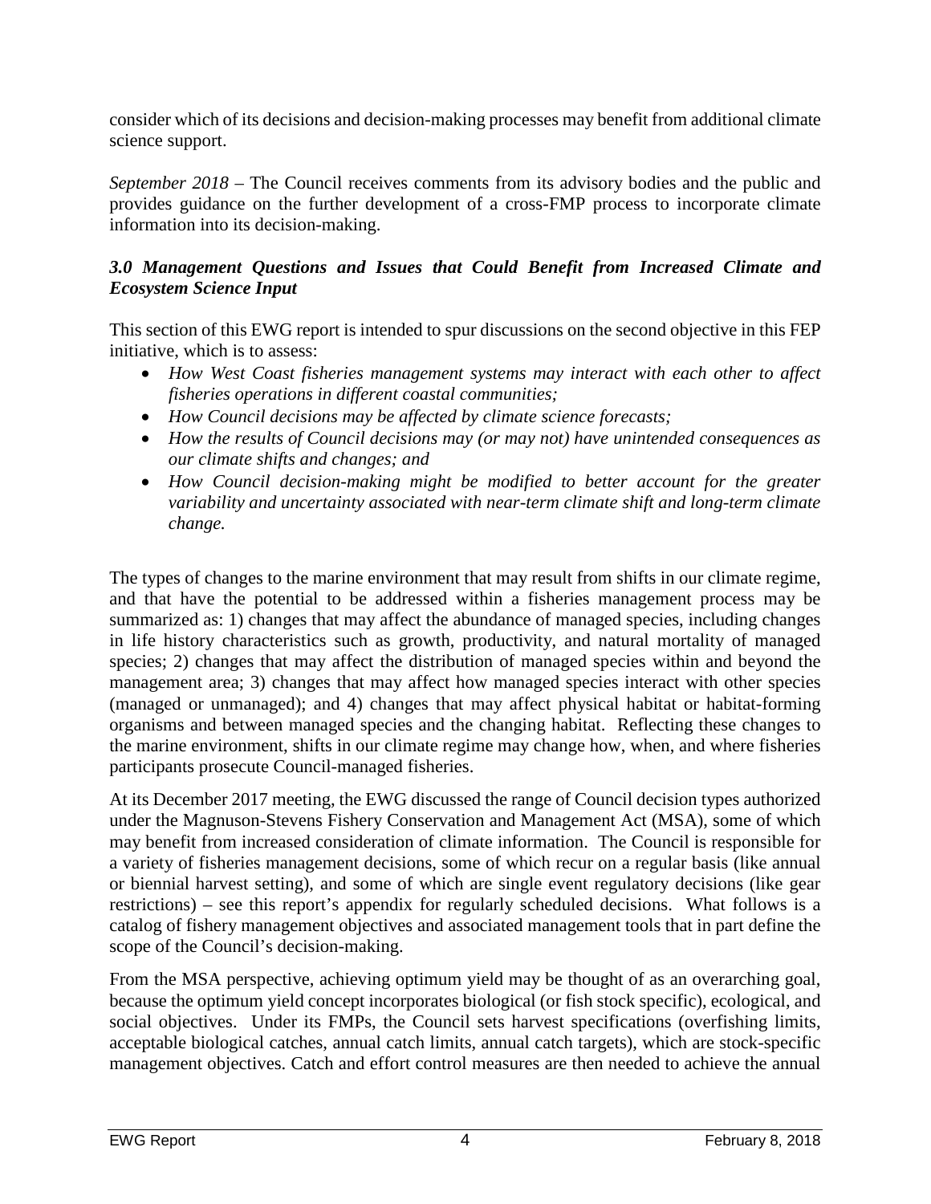consider which of its decisions and decision-making processes may benefit from additional climate science support.

*September 2018* – The Council receives comments from its advisory bodies and the public and provides guidance on the further development of a cross-FMP process to incorporate climate information into its decision-making.

### *3.0 Management Questions and Issues that Could Benefit from Increased Climate and Ecosystem Science Input*

This section of this EWG report is intended to spur discussions on the second objective in this FEP initiative, which is to assess:

- *How West Coast fisheries management systems may interact with each other to affect fisheries operations in different coastal communities;*
- *How Council decisions may be affected by climate science forecasts;*
- *How the results of Council decisions may (or may not) have unintended consequences as our climate shifts and changes; and*
- *How Council decision-making might be modified to better account for the greater variability and uncertainty associated with near-term climate shift and long-term climate change.*

The types of changes to the marine environment that may result from shifts in our climate regime, and that have the potential to be addressed within a fisheries management process may be summarized as: 1) changes that may affect the abundance of managed species, including changes in life history characteristics such as growth, productivity, and natural mortality of managed species; 2) changes that may affect the distribution of managed species within and beyond the management area; 3) changes that may affect how managed species interact with other species (managed or unmanaged); and 4) changes that may affect physical habitat or habitat-forming organisms and between managed species and the changing habitat. Reflecting these changes to the marine environment, shifts in our climate regime may change how, when, and where fisheries participants prosecute Council-managed fisheries.

At its December 2017 meeting, the EWG discussed the range of Council decision types authorized under the Magnuson-Stevens Fishery Conservation and Management Act (MSA), some of which may benefit from increased consideration of climate information. The Council is responsible for a variety of fisheries management decisions, some of which recur on a regular basis (like annual or biennial harvest setting), and some of which are single event regulatory decisions (like gear restrictions) – see this report's appendix for regularly scheduled decisions. What follows is a catalog of fishery management objectives and associated management tools that in part define the scope of the Council's decision-making.

From the MSA perspective, achieving optimum yield may be thought of as an overarching goal, because the optimum yield concept incorporates biological (or fish stock specific), ecological, and social objectives. Under its FMPs, the Council sets harvest specifications (overfishing limits, acceptable biological catches, annual catch limits, annual catch targets), which are stock-specific management objectives. Catch and effort control measures are then needed to achieve the annual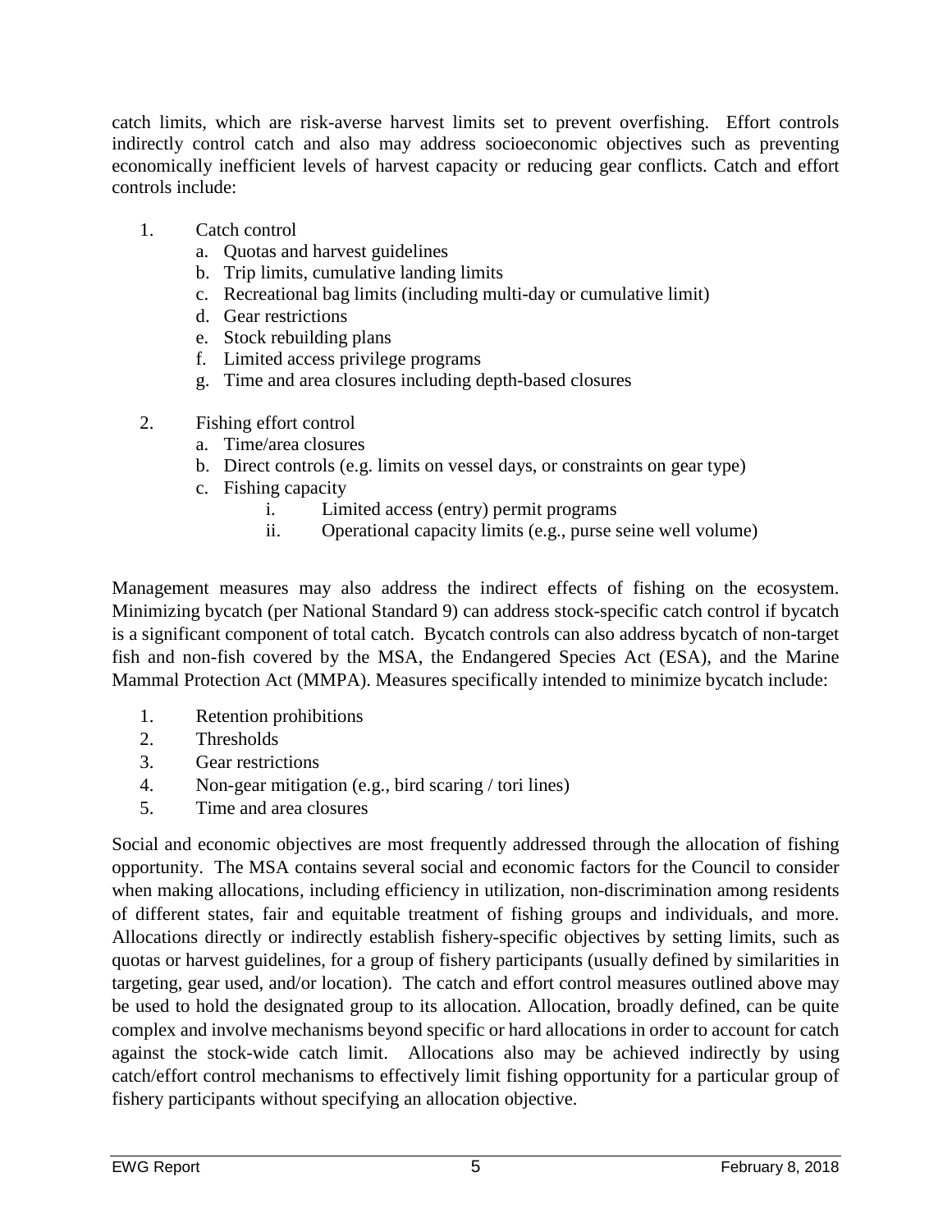catch limits, which are risk-averse harvest limits set to prevent overfishing. Effort controls indirectly control catch and also may address socioeconomic objectives such as preventing economically inefficient levels of harvest capacity or reducing gear conflicts. Catch and effort controls include:

1. Catch control
   a. Quotas and harvest guidelines
   b. Trip limits, cumulative landing limits
   c. Recreational bag limits (including multi-day or cumulative limit)
   d. Gear restrictions
   e. Stock rebuilding plans
   f. Limited access privilege programs
   g. Time and area closures including depth-based closures

2. Fishing effort control
   a. Time/area closures
   b. Direct controls (e.g. limits on vessel days, or constraints on gear type)
   c. Fishing capacity
      i. Limited access (entry) permit programs
      ii. Operational capacity limits (e.g., purse seine well volume)

Management measures may also address the indirect effects of fishing on the ecosystem. Minimizing bycatch (per National Standard 9) can address stock-specific catch control if bycatch is a significant component of total catch. Bycatch controls can also address bycatch of non-target fish and non-fish covered by the MSA, the Endangered Species Act (ESA), and the Marine Mammal Protection Act (MMPA). Measures specifically intended to minimize bycatch include:

1. Retention prohibitions
2. Thresholds
3. Gear restrictions
4. Non-gear mitigation (e.g., bird scaring / tori lines)
5. Time and area closures

Social and economic objectives are most frequently addressed through the allocation of fishing opportunity. The MSA contains several social and economic factors for the Council to consider when making allocations, including efficiency in utilization, non-discrimination among residents of different states, fair and equitable treatment of fishing groups and individuals, and more. Allocations directly or indirectly establish fishery-specific objectives by setting limits, such as quotas or harvest guidelines, for a group of fishery participants (usually defined by similarities in targeting, gear used, and/or location). The catch and effort control measures outlined above may be used to hold the designated group to its allocation. Allocation, broadly defined, can be quite complex and involve mechanisms beyond specific or hard allocations in order to account for catch against the stock-wide catch limit. Allocations also may be achieved indirectly by using catch/effort control mechanisms to effectively limit fishing opportunity for a particular group of fishery participants without specifying an allocation objective.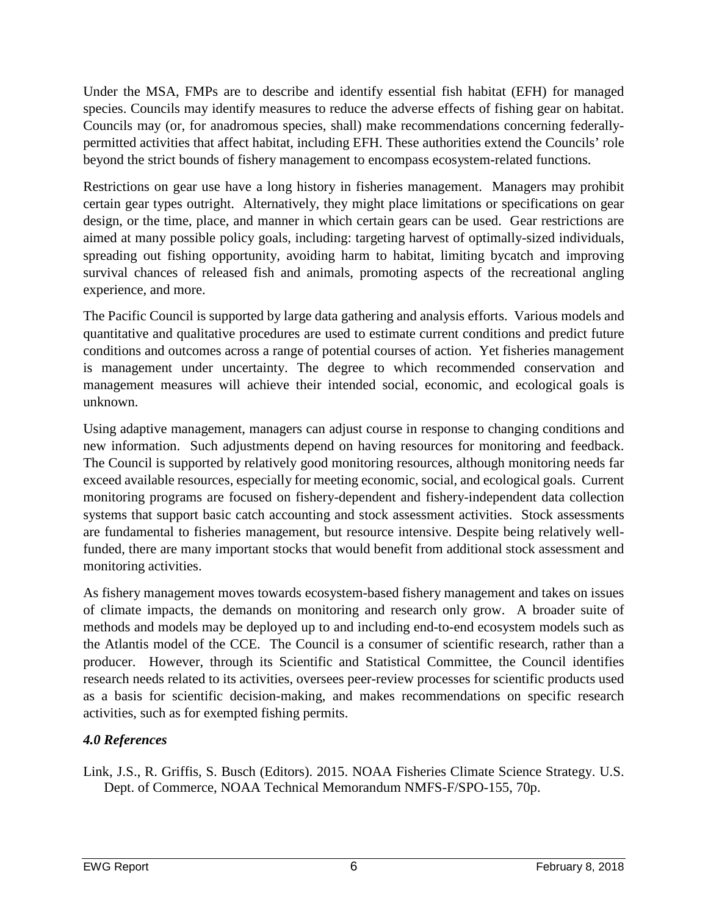Under the MSA, FMPs are to describe and identify essential fish habitat (EFH) for managed species. Councils may identify measures to reduce the adverse effects of fishing gear on habitat. Councils may (or, for anadromous species, shall) make recommendations concerning federally-permitted activities that affect habitat, including EFH. These authorities extend the Councils' role beyond the strict bounds of fishery management to encompass ecosystem-related functions.

Restrictions on gear use have a long history in fisheries management. Managers may prohibit certain gear types outright. Alternatively, they might place limitations or specifications on gear design, or the time, place, and manner in which certain gears can be used. Gear restrictions are aimed at many possible policy goals, including: targeting harvest of optimally-sized individuals, spreading out fishing opportunity, avoiding harm to habitat, limiting bycatch and improving survival chances of released fish and animals, promoting aspects of the recreational angling experience, and more.

The Pacific Council is supported by large data gathering and analysis efforts. Various models and quantitative and qualitative procedures are used to estimate current conditions and predict future conditions and outcomes across a range of potential courses of action. Yet fisheries management is management under uncertainty. The degree to which recommended conservation and management measures will achieve their intended social, economic, and ecological goals is unknown.

Using adaptive management, managers can adjust course in response to changing conditions and new information. Such adjustments depend on having resources for monitoring and feedback. The Council is supported by relatively good monitoring resources, although monitoring needs far exceed available resources, especially for meeting economic, social, and ecological goals. Current monitoring programs are focused on fishery-dependent and fishery-independent data collection systems that support basic catch accounting and stock assessment activities. Stock assessments are fundamental to fisheries management, but resource intensive. Despite being relatively well-funded, there are many important stocks that would benefit from additional stock assessment and monitoring activities.

As fishery management moves towards ecosystem-based fishery management and takes on issues of climate impacts, the demands on monitoring and research only grow. A broader suite of methods and models may be deployed up to and including end-to-end ecosystem models such as the Atlantis model of the CCE. The Council is a consumer of scientific research, rather than a producer. However, through its Scientific and Statistical Committee, the Council identifies research needs related to its activities, oversees peer-review processes for scientific products used as a basis for scientific decision-making, and makes recommendations on specific research activities, such as for exempted fishing permits.

### *4.0 References*

Link, J.S., R. Griffis, S. Busch (Editors). 2015. NOAA Fisheries Climate Science Strategy. U.S. Dept. of Commerce, NOAA Technical Memorandum NMFS-F/SPO-155, 70p.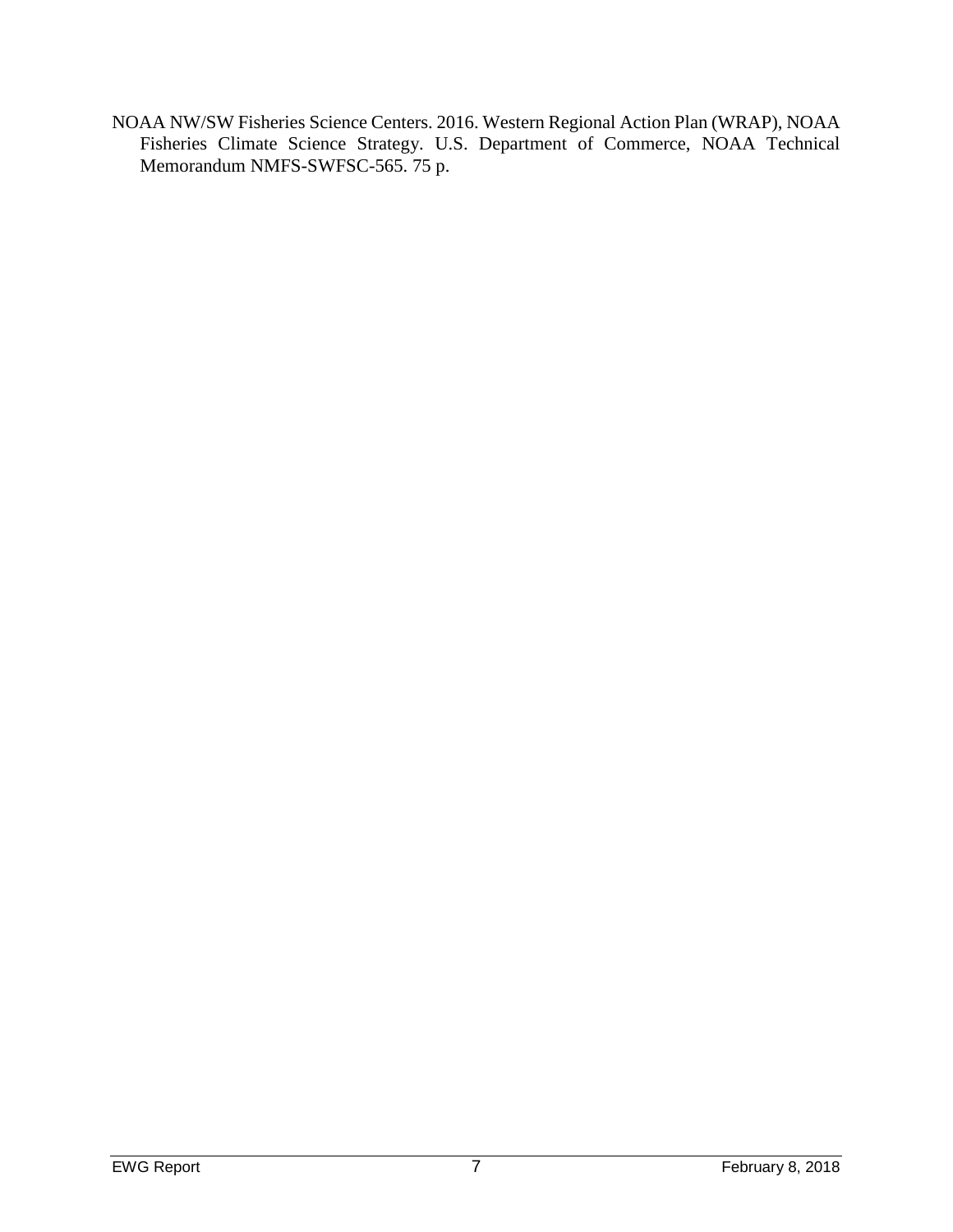NOAA NW/SW Fisheries Science Centers. 2016. Western Regional Action Plan (WRAP), NOAA Fisheries Climate Science Strategy. U.S. Department of Commerce, NOAA Technical Memorandum NMFS-SWFSC-565. 75 p.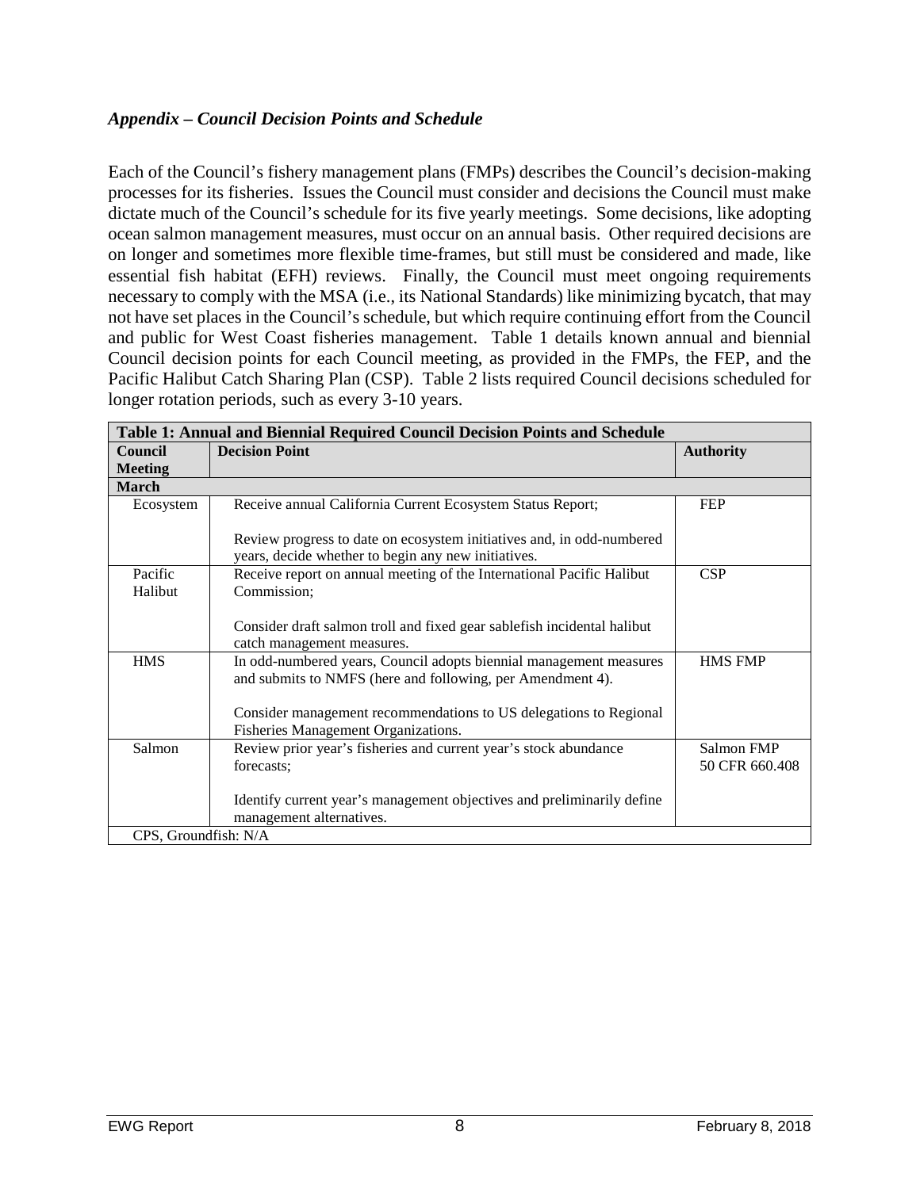### *Appendix – Council Decision Points and Schedule*

Each of the Council's fishery management plans (FMPs) describes the Council's decision-making processes for its fisheries. Issues the Council must consider and decisions the Council must make dictate much of the Council's schedule for its five yearly meetings. Some decisions, like adopting ocean salmon management measures, must occur on an annual basis. Other required decisions are on longer and sometimes more flexible time-frames, but still must be considered and made, like essential fish habitat (EFH) reviews. Finally, the Council must meet ongoing requirements necessary to comply with the MSA (i.e., its National Standards) like minimizing bycatch, that may not have set places in the Council's schedule, but which require continuing effort from the Council and public for West Coast fisheries management. Table 1 details known annual and biennial Council decision points for each Council meeting, as provided in the FMPs, the FEP, and the Pacific Halibut Catch Sharing Plan (CSP). Table 2 lists required Council decisions scheduled for longer rotation periods, such as every 3-10 years.

| **Table 1: Annual and Biennial Required Council Decision Points and Schedule** | | |
|---|---|---|
| **Council Meeting** | **Decision Point** | **Authority** |
| **March** | | |
| Ecosystem | Receive annual California Current Ecosystem Status Report;<br><br>Review progress to date on ecosystem initiatives and, in odd-numbered years, decide whether to begin any new initiatives. | FEP |
| Pacific Halibut | Receive report on annual meeting of the International Pacific Halibut Commission;<br><br>Consider draft salmon troll and fixed gear sablefish incidental halibut catch management measures. | CSP |
| HMS | In odd-numbered years, Council adopts biennial management measures and submits to NMFS (here and following, per Amendment 4).<br><br>Consider management recommendations to US delegations to Regional Fisheries Management Organizations. | HMS FMP |
| Salmon | Review prior year's fisheries and current year's stock abundance forecasts;<br><br>Identify current year's management objectives and preliminarily define management alternatives. | Salmon FMP<br>50 CFR 660.408 |
| CPS, Groundfish: N/A | | |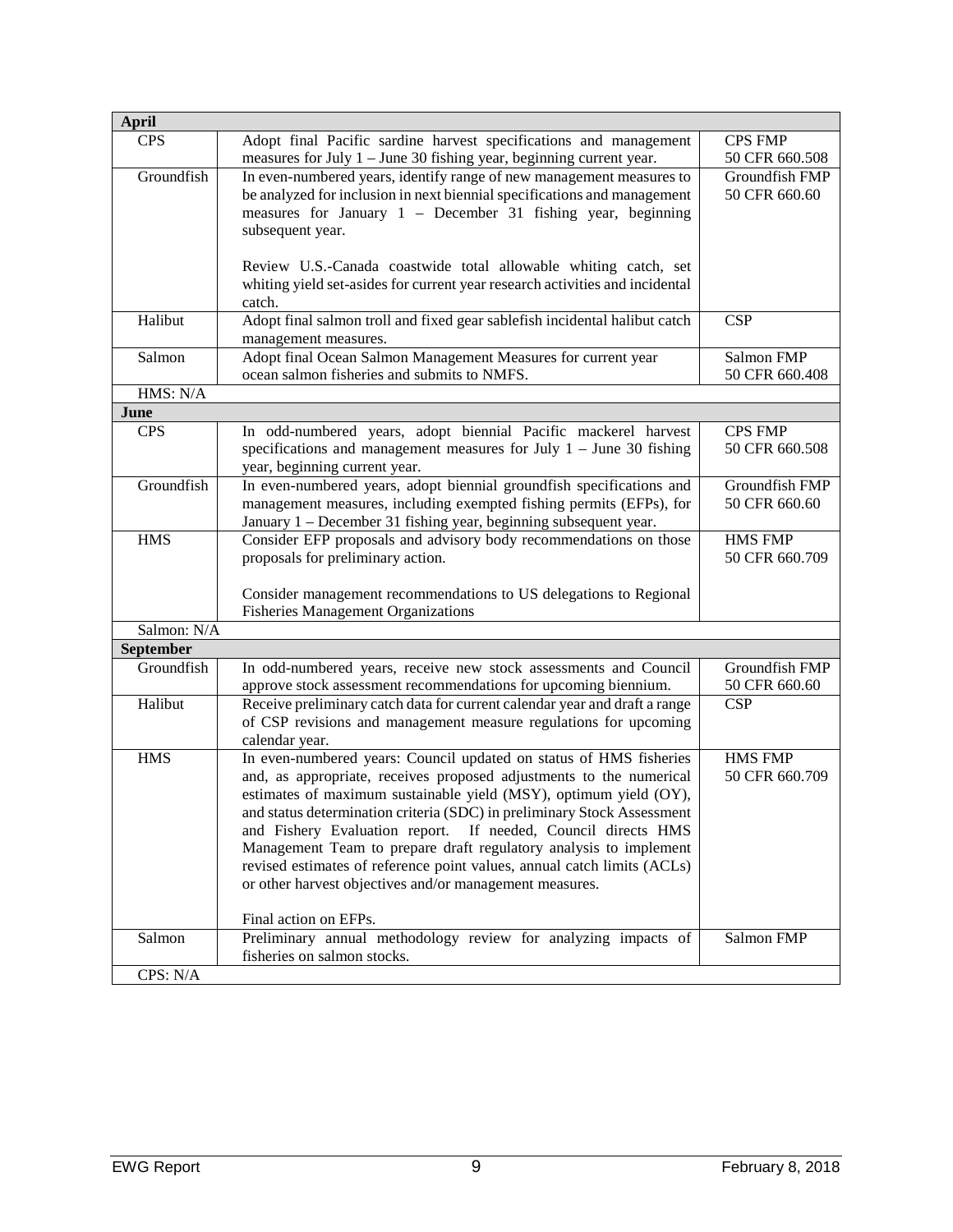| | | |
|---|---|---|
| **April** | | |
| CPS | Adopt final Pacific sardine harvest specifications and management measures for July 1 – June 30 fishing year, beginning current year. | CPS FMP<br>50 CFR 660.508 |
| Groundfish | In even-numbered years, identify range of new management measures to be analyzed for inclusion in next biennial specifications and management measures for January 1 – December 31 fishing year, beginning subsequent year.<br><br>Review U.S.-Canada coastwide total allowable whiting catch, set whiting yield set-asides for current year research activities and incidental catch. | Groundfish FMP<br>50 CFR 660.60 |
| Halibut | Adopt final salmon troll and fixed gear sablefish incidental halibut catch management measures. | CSP |
| Salmon | Adopt final Ocean Salmon Management Measures for current year ocean salmon fisheries and submits to NMFS. | Salmon FMP<br>50 CFR 660.408 |
| HMS: N/A | | |
| **June** | | |
| CPS | In odd-numbered years, adopt biennial Pacific mackerel harvest specifications and management measures for July 1 – June 30 fishing year, beginning current year. | CPS FMP<br>50 CFR 660.508 |
| Groundfish | In even-numbered years, adopt biennial groundfish specifications and management measures, including exempted fishing permits (EFPs), for January 1 – December 31 fishing year, beginning subsequent year. | Groundfish FMP<br>50 CFR 660.60 |
| HMS | Consider EFP proposals and advisory body recommendations on those proposals for preliminary action.<br><br>Consider management recommendations to US delegations to Regional Fisheries Management Organizations | HMS FMP<br>50 CFR 660.709 |
| Salmon: N/A | | |
| **September** | | |
| Groundfish | In odd-numbered years, receive new stock assessments and Council approve stock assessment recommendations for upcoming biennium. | Groundfish FMP<br>50 CFR 660.60 |
| Halibut | Receive preliminary catch data for current calendar year and draft a range of CSP revisions and management measure regulations for upcoming calendar year. | CSP |
| HMS | In even-numbered years: Council updated on status of HMS fisheries and, as appropriate, receives proposed adjustments to the numerical estimates of maximum sustainable yield (MSY), optimum yield (OY), and status determination criteria (SDC) in preliminary Stock Assessment and Fishery Evaluation report. If needed, Council directs HMS Management Team to prepare draft regulatory analysis to implement revised estimates of reference point values, annual catch limits (ACLs) or other harvest objectives and/or management measures.<br><br>Final action on EFPs. | HMS FMP<br>50 CFR 660.709 |
| Salmon | Preliminary annual methodology review for analyzing impacts of fisheries on salmon stocks. | Salmon FMP |
| CPS: N/A | | |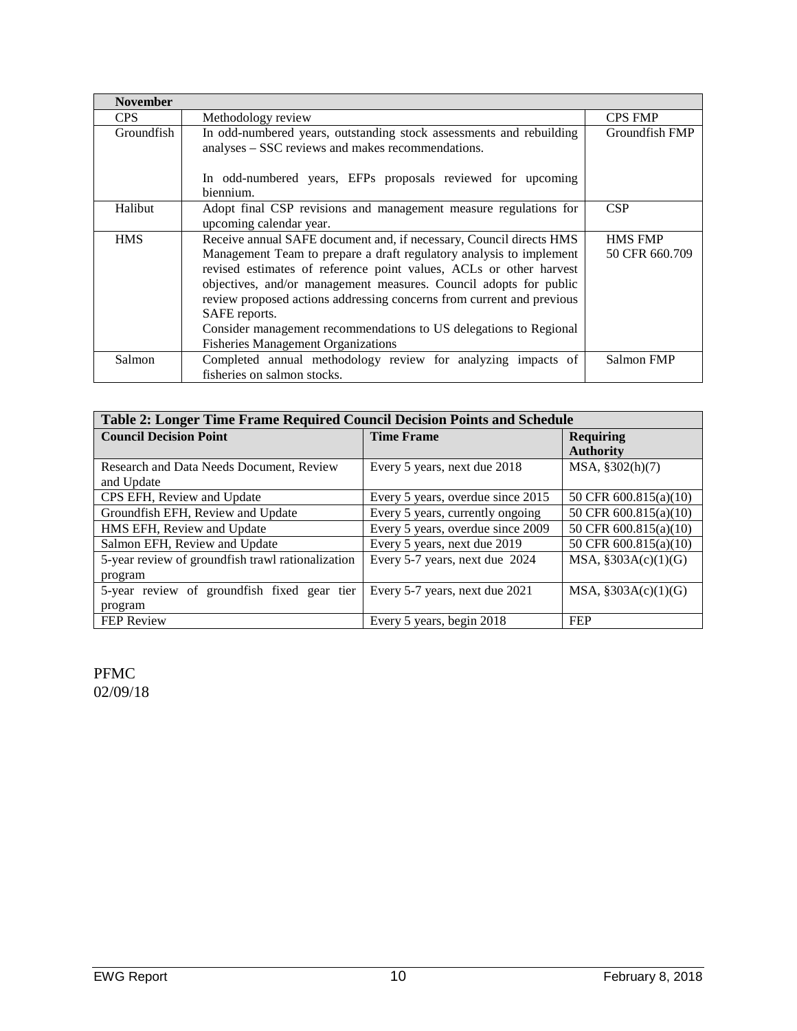| November | | |
|---|---|---|
| CPS | Methodology review | CPS FMP |
| Groundfish | In odd-numbered years, outstanding stock assessments and rebuilding analyses – SSC reviews and makes recommendations.<br><br>In odd-numbered years, EFPs proposals reviewed for upcoming biennium. | Groundfish FMP |
| Halibut | Adopt final CSP revisions and management measure regulations for upcoming calendar year. | CSP |
| HMS | Receive annual SAFE document and, if necessary, Council directs HMS Management Team to prepare a draft regulatory analysis to implement revised estimates of reference point values, ACLs or other harvest objectives, and/or management measures. Council adopts for public review proposed actions addressing concerns from current and previous SAFE reports.<br>Consider management recommendations to US delegations to Regional Fisheries Management Organizations | HMS FMP<br>50 CFR 660.709 |
| Salmon | Completed annual methodology review for analyzing impacts of fisheries on salmon stocks. | Salmon FMP |

| Table 2: Longer Time Frame Required Council Decision Points and Schedule | | |
|---|---|---|
| **Council Decision Point** | **Time Frame** | **Requiring Authority** |
| Research and Data Needs Document, Review and Update | Every 5 years, next due 2018 | MSA, §302(h)(7) |
| CPS EFH, Review and Update | Every 5 years, overdue since 2015 | 50 CFR 600.815(a)(10) |
| Groundfish EFH, Review and Update | Every 5 years, currently ongoing | 50 CFR 600.815(a)(10) |
| HMS EFH, Review and Update | Every 5 years, overdue since 2009 | 50 CFR 600.815(a)(10) |
| Salmon EFH, Review and Update | Every 5 years, next due 2019 | 50 CFR 600.815(a)(10) |
| 5-year review of groundfish trawl rationalization program | Every 5-7 years, next due 2024 | MSA, §303A(c)(1)(G) |
| 5-year review of groundfish fixed gear tier program | Every 5-7 years, next due 2021 | MSA, §303A(c)(1)(G) |
| FEP Review | Every 5 years, begin 2018 | FEP |

PFMC
02/09/18